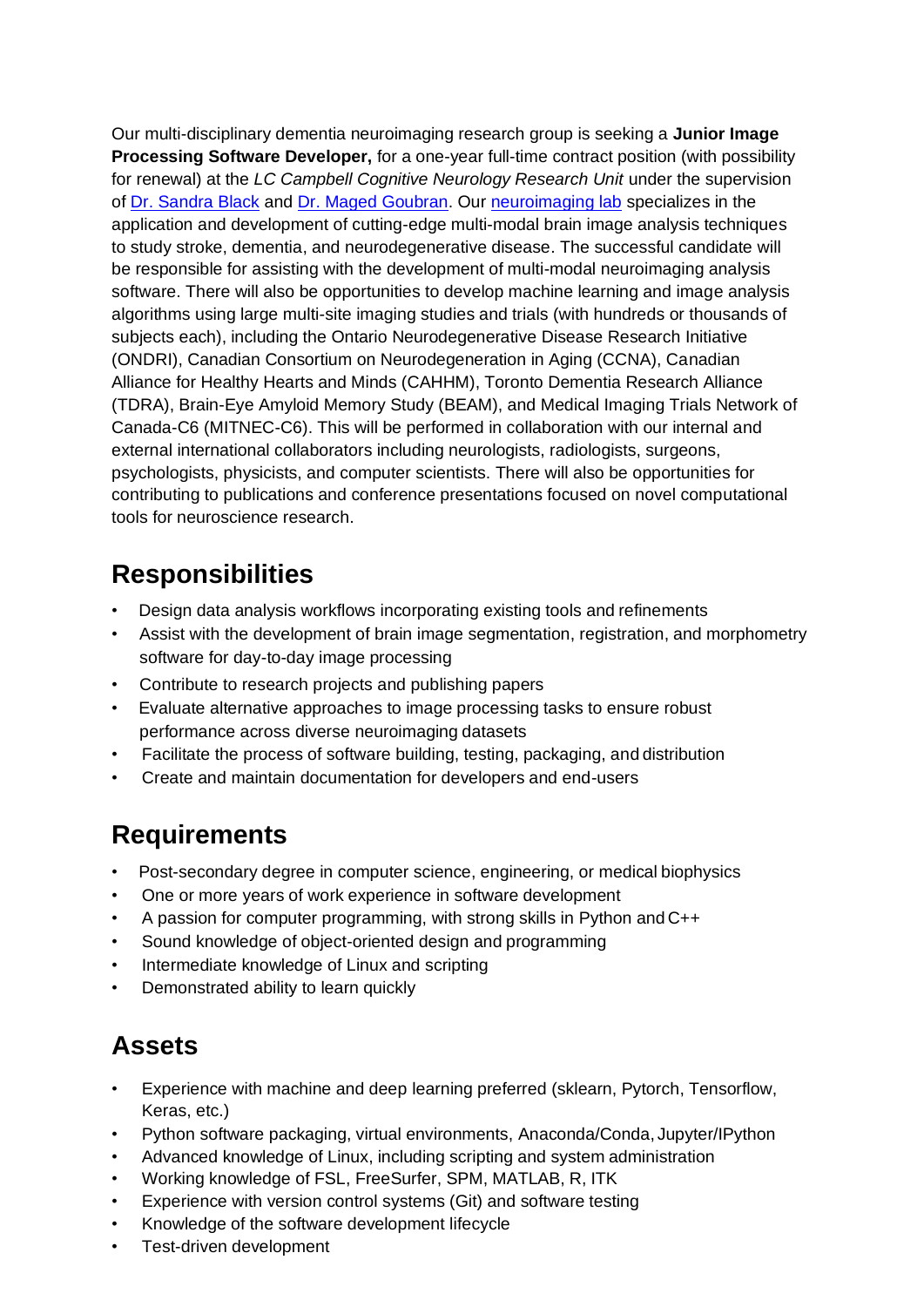Our multi-disciplinary dementia neuroimaging research group is seeking a **Junior Image Processing Software Developer,** for a one-year full-time contract position (with possibility for renewal) at the *LC Campbell Cognitive Neurology Research Unit* under the supervision of Dr. Sandra Black and Dr. Maged Goubran. Our neuroimaging lab specializes in the application and development of cutting-edge multi-modal brain image analysis techniques to study stroke, dementia, and neurodegenerative disease. The successful candidate will be responsible for assisting with the development of multi-modal neuroimaging analysis software. There will also be opportunities to develop machine learning and image analysis algorithms using large multi-site imaging studies and trials (with hundreds or thousands of subjects each), including the Ontario Neurodegenerative Disease Research Initiative (ONDRI), Canadian Consortium on Neurodegeneration in Aging (CCNA), Canadian Alliance for Healthy Hearts and Minds (CAHHM), Toronto Dementia Research Alliance (TDRA), Brain-Eye Amyloid Memory Study (BEAM), and Medical Imaging Trials Network of Canada-C6 (MITNEC-C6). This will be performed in collaboration with our internal and external international collaborators including neurologists, radiologists, surgeons, psychologists, physicists, and computer scientists. There will also be opportunities for contributing to publications and conference presentations focused on novel computational tools for neuroscience research.

## Responsibilities

- Design data analysis workflows incorporating existing tools and refinements
- Assist with the development of brain image segmentation, registration, and morphometry software for day-to-day image processing
- Contribute to research projects and publishing papers
- Evaluate alternative approaches to image processing tasks to ensure robust performance across diverse neuroimaging datasets
- Facilitate the process of software building, testing, packaging, and distribution
- Create and maintain documentation for developers and end-users

## Requirements

- Post-secondary degree in computer science, engineering, or medical biophysics
- One or more years of work experience in software development
- A passion for computer programming, with strong skills in Python and C++
- Sound knowledge of object-oriented design and programming
- Intermediate knowledge of Linux and scripting
- Demonstrated ability to learn quickly

## Assets

- Experience with machine and deep learning preferred (sklearn, Pytorch, Tensorflow, Keras, etc.)
- Python software packaging, virtual environments, Anaconda/Conda, Jupyter/IPython
- Advanced knowledge of Linux, including scripting and system administration
- Working knowledge of FSL, FreeSurfer, SPM, MATLAB, R, ITK
- Experience with version control systems (Git) and software testing
- Knowledge of the software development lifecycle
- Test-driven development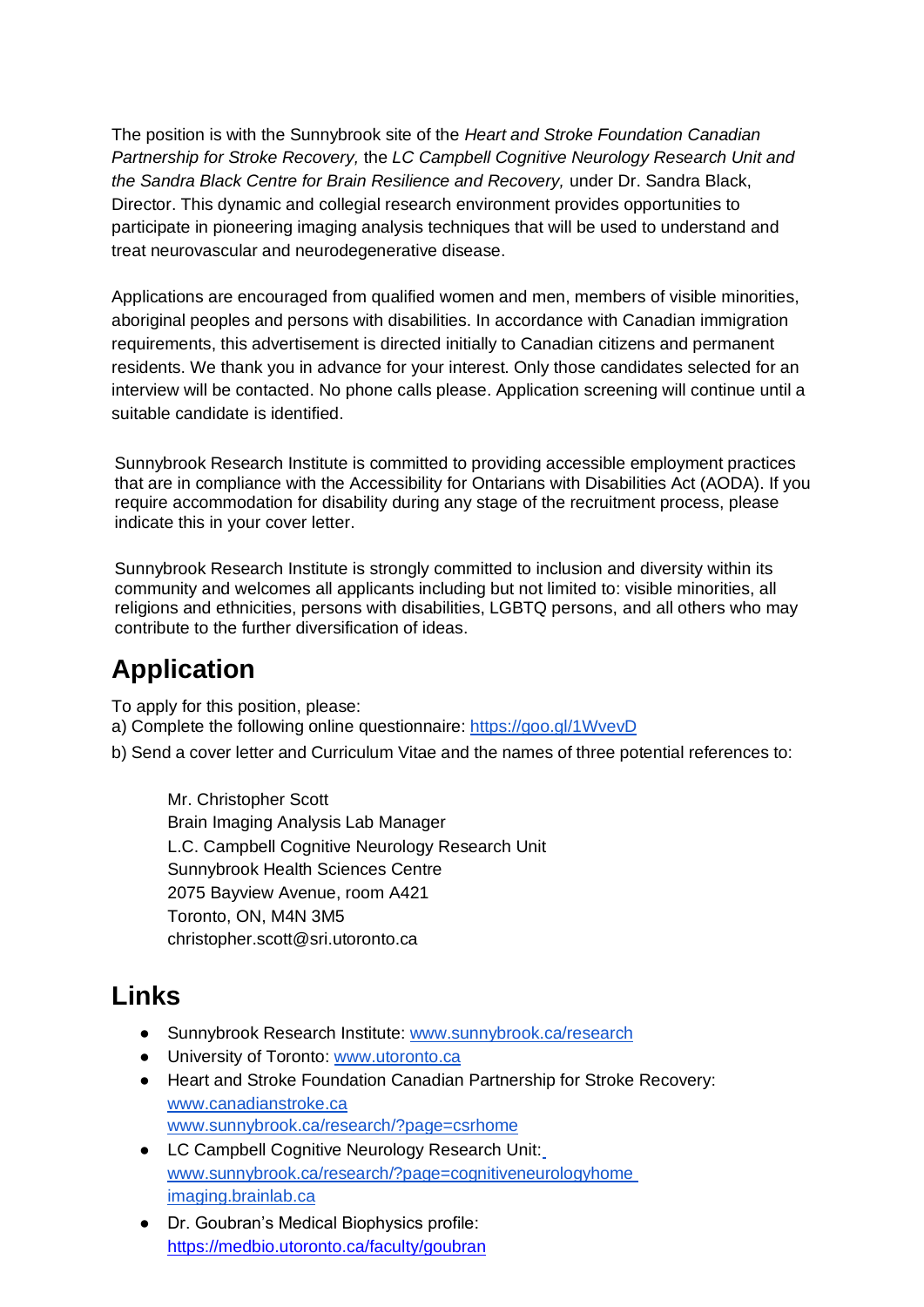The position is with the Sunnybrook site of the *Heart and Stroke Foundation Canadian Partnership for Stroke Recovery,* the *LC Campbell Cognitive Neurology Research Unit and the Sandra Black Centre for Brain Resilience and Recovery,* under Dr. Sandra Black, Director. This dynamic and collegial research environment provides opportunities to participate in pioneering imaging analysis techniques that will be used to understand and treat neurovascular and neurodegenerative disease.

Applications are encouraged from qualified women and men, members of visible minorities, aboriginal peoples and persons with disabilities. In accordance with Canadian immigration requirements, this advertisement is directed initially to Canadian citizens and permanent residents. We thank you in advance for your interest. Only those candidates selected for an interview will be contacted. No phone calls please. Application screening will continue until a suitable candidate is identified.

Sunnybrook Research Institute is committed to providing accessible employment practices that are in compliance with the Accessibility for Ontarians with Disabilities Act (AODA). If you require accommodation for disability during any stage of the recruitment process, please indicate this in your cover letter.

Sunnybrook Research Institute is strongly committed to inclusion and diversity within its community and welcomes all applicants including but not limited to: visible minorities, all religions and ethnicities, persons with disabilities, LGBTQ persons, and all others who may contribute to the further diversification of ideas.

## Application

To apply for this position, please:
a) Complete the following online questionnaire: [https://goo.gl/1WvevD](https://goo.gl/1WvevD)
b) Send a cover letter and Curriculum Vitae and the names of three potential references to:

> Mr. Christopher Scott
> Brain Imaging Analysis Lab Manager
> L.C. Campbell Cognitive Neurology Research Unit
> Sunnybrook Health Sciences Centre
> 2075 Bayview Avenue, room A421
> Toronto, ON, M4N 3M5
> christopher.scott@sri.utoronto.ca

## Links

- Sunnybrook Research Institute: [www.sunnybrook.ca/research](www.sunnybrook.ca/research)
- University of Toronto: [www.utoronto.ca](www.utoronto.ca)
- Heart and Stroke Foundation Canadian Partnership for Stroke Recovery:
  [www.canadianstroke.ca](www.canadianstroke.ca)
  [www.sunnybrook.ca/research/?page=csrhome](www.sunnybrook.ca/research/?page=csrhome)
- LC Campbell Cognitive Neurology Research Unit:
  [www.sunnybrook.ca/research/?page=cognitiveneurologyhome](www.sunnybrook.ca/research/?page=cognitiveneurologyhome)
  [imaging.brainlab.ca](imaging.brainlab.ca)
- Dr. Goubran's Medical Biophysics profile:
  [https://medbio.utoronto.ca/faculty/goubran](https://medbio.utoronto.ca/faculty/goubran)